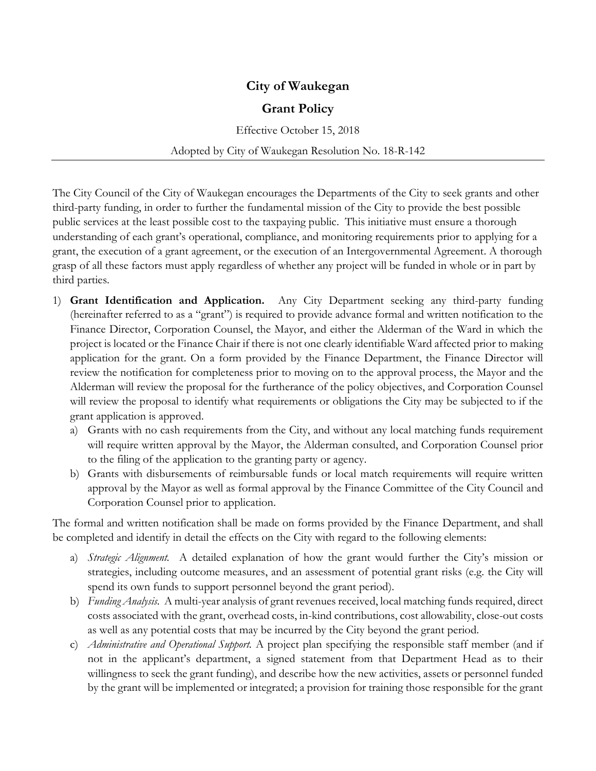# City of Waukegan

## Grant Policy

Effective October 15, 2018

Adopted by City of Waukegan Resolution No. 18-R-142

---

The City Council of the City of Waukegan encourages the Departments of the City to seek grants and other third-party funding, in order to further the fundamental mission of the City to provide the best possible public services at the least possible cost to the taxpaying public. This initiative must ensure a thorough understanding of each grant's operational, compliance, and monitoring requirements prior to applying for a grant, the execution of a grant agreement, or the execution of an Intergovernmental Agreement. A thorough grasp of all these factors must apply regardless of whether any project will be funded in whole or in part by third parties.

1) **Grant Identification and Application.** Any City Department seeking any third-party funding (hereinafter referred to as a "grant") is required to provide advance formal and written notification to the Finance Director, Corporation Counsel, the Mayor, and either the Alderman of the Ward in which the project is located or the Finance Chair if there is not one clearly identifiable Ward affected prior to making application for the grant. On a form provided by the Finance Department, the Finance Director will review the notification for completeness prior to moving on to the approval process, the Mayor and the Alderman will review the proposal for the furtherance of the policy objectives, and Corporation Counsel will review the proposal to identify what requirements or obligations the City may be subjected to if the grant application is approved.
   a) Grants with no cash requirements from the City, and without any local matching funds requirement will require written approval by the Mayor, the Alderman consulted, and Corporation Counsel prior to the filing of the application to the granting party or agency.
   b) Grants with disbursements of reimbursable funds or local match requirements will require written approval by the Mayor as well as formal approval by the Finance Committee of the City Council and Corporation Counsel prior to application.

The formal and written notification shall be made on forms provided by the Finance Department, and shall be completed and identify in detail the effects on the City with regard to the following elements:

   a) *Strategic Alignment.* A detailed explanation of how the grant would further the City's mission or strategies, including outcome measures, and an assessment of potential grant risks (e.g. the City will spend its own funds to support personnel beyond the grant period).
   b) *Funding Analysis.* A multi-year analysis of grant revenues received, local matching funds required, direct costs associated with the grant, overhead costs, in-kind contributions, cost allowability, close-out costs as well as any potential costs that may be incurred by the City beyond the grant period.
   c) *Administrative and Operational Support.* A project plan specifying the responsible staff member (and if not in the applicant's department, a signed statement from that Department Head as to their willingness to seek the grant funding), and describe how the new activities, assets or personnel funded by the grant will be implemented or integrated; a provision for training those responsible for the grant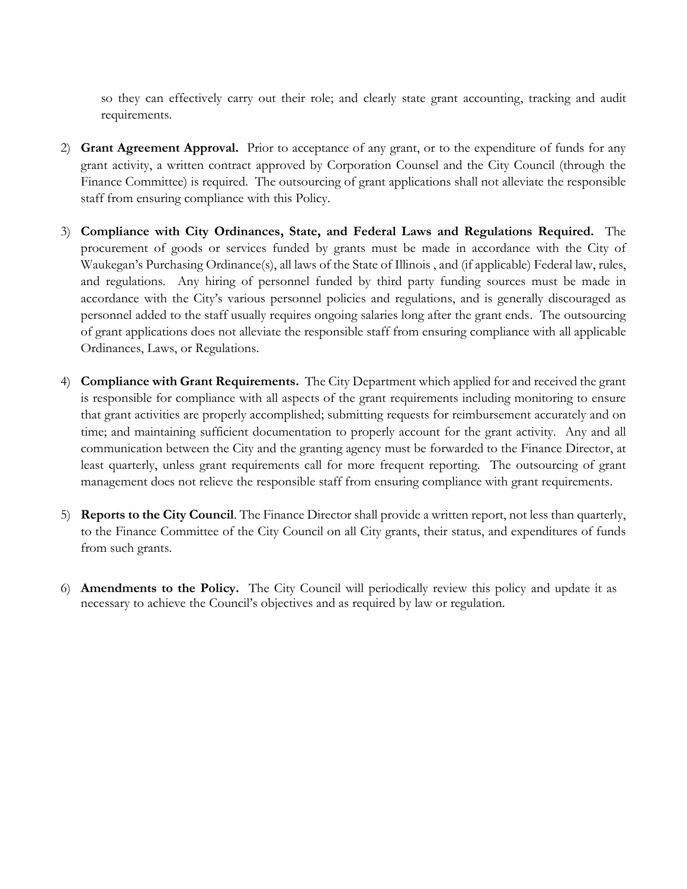so they can effectively carry out their role; and clearly state grant accounting, tracking and audit requirements.

2) **Grant Agreement Approval.** Prior to acceptance of any grant, or to the expenditure of funds for any grant activity, a written contract approved by Corporation Counsel and the City Council (through the Finance Committee) is required. The outsourcing of grant applications shall not alleviate the responsible staff from ensuring compliance with this Policy.

3) **Compliance with City Ordinances, State, and Federal Laws and Regulations Required.** The procurement of goods or services funded by grants must be made in accordance with the City of Waukegan's Purchasing Ordinance(s), all laws of the State of Illinois , and (if applicable) Federal law, rules, and regulations. Any hiring of personnel funded by third party funding sources must be made in accordance with the City's various personnel policies and regulations, and is generally discouraged as personnel added to the staff usually requires ongoing salaries long after the grant ends. The outsourcing of grant applications does not alleviate the responsible staff from ensuring compliance with all applicable Ordinances, Laws, or Regulations.

4) **Compliance with Grant Requirements.** The City Department which applied for and received the grant is responsible for compliance with all aspects of the grant requirements including monitoring to ensure that grant activities are properly accomplished; submitting requests for reimbursement accurately and on time; and maintaining sufficient documentation to properly account for the grant activity. Any and all communication between the City and the granting agency must be forwarded to the Finance Director, at least quarterly, unless grant requirements call for more frequent reporting. The outsourcing of grant management does not relieve the responsible staff from ensuring compliance with grant requirements.

5) **Reports to the City Council**. The Finance Director shall provide a written report, not less than quarterly, to the Finance Committee of the City Council on all City grants, their status, and expenditures of funds from such grants.

6) **Amendments to the Policy.** The City Council will periodically review this policy and update it as necessary to achieve the Council's objectives and as required by law or regulation.